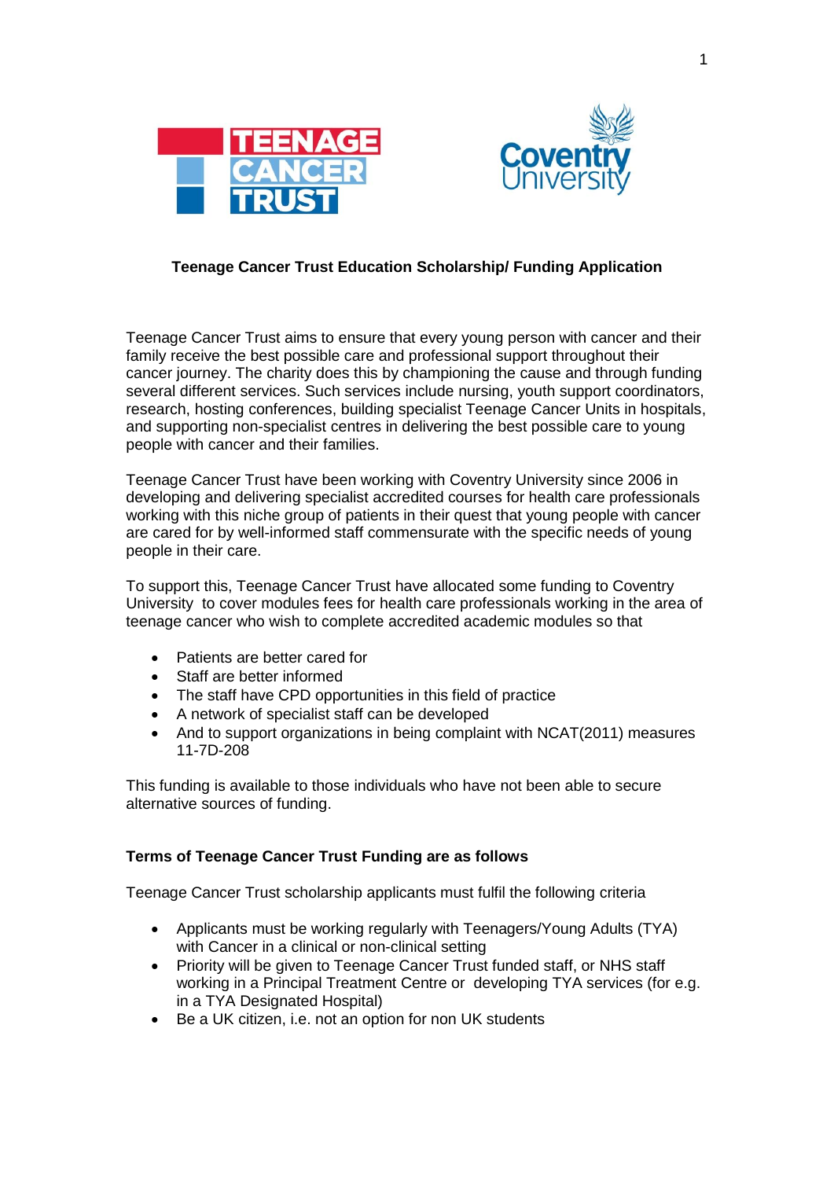# Teenage Cancer Trust Education Scholarship/ Funding Application

Teenage Cancer Trust aims to ensure that every young person with cancer and their family receive the best possible care and professional support throughout their cancer journey. The charity does this by championing the cause and through funding several different services. Such services include nursing, youth support coordinators, research, hosting conferences, building specialist Teenage Cancer Units in hospitals, and supporting non-specialist centres in delivering the best possible care to young people with cancer and their families.

Teenage Cancer Trust have been working with Coventry University since 2006 in developing and delivering specialist accredited courses for health care professionals working with this niche group of patients in their quest that young people with cancer are cared for by well-informed staff commensurate with the specific needs of young people in their care.

To support this, Teenage Cancer Trust have allocated some funding to Coventry University to cover modules fees for health care professionals working in the area of teenage cancer who wish to complete accredited academic modules so that

- Patients are better cared for
- Staff are better informed
- The staff have CPD opportunities in this field of practice
- A network of specialist staff can be developed
- And to support organizations in being complaint with NCAT(2011) measures 11-7D-208

This funding is available to those individuals who have not been able to secure alternative sources of funding.

## Terms of Teenage Cancer Trust Funding are as follows

Teenage Cancer Trust scholarship applicants must fulfil the following criteria

- Applicants must be working regularly with Teenagers/Young Adults (TYA) with Cancer in a clinical or non-clinical setting
- Priority will be given to Teenage Cancer Trust funded staff, or NHS staff working in a Principal Treatment Centre or developing TYA services (for e.g. in a TYA Designated Hospital)
- Be a UK citizen, i.e. not an option for non UK students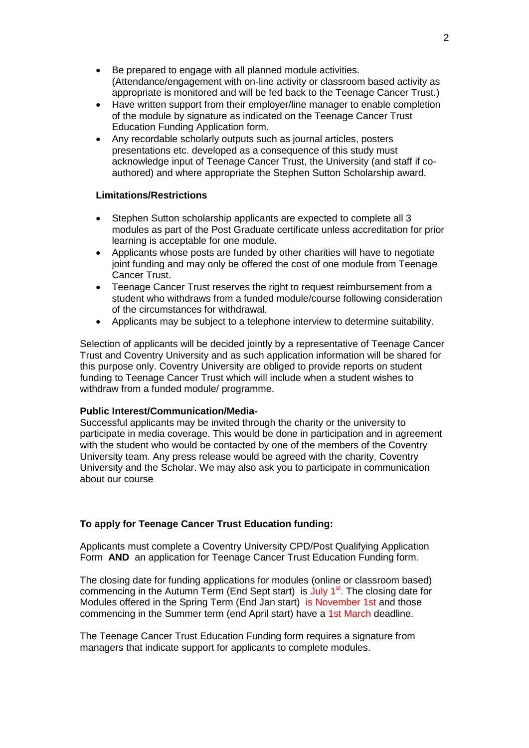- Be prepared to engage with all planned module activities. (Attendance/engagement with on-line activity or classroom based activity as appropriate is monitored and will be fed back to the Teenage Cancer Trust.)
- Have written support from their employer/line manager to enable completion of the module by signature as indicated on the Teenage Cancer Trust Education Funding Application form.
- Any recordable scholarly outputs such as journal articles, posters presentations etc. developed as a consequence of this study must acknowledge input of Teenage Cancer Trust, the University (and staff if co-authored) and where appropriate the Stephen Sutton Scholarship award.

**Limitations/Restrictions**

- Stephen Sutton scholarship applicants are expected to complete all 3 modules as part of the Post Graduate certificate unless accreditation for prior learning is acceptable for one module.
- Applicants whose posts are funded by other charities will have to negotiate joint funding and may only be offered the cost of one module from Teenage Cancer Trust.
- Teenage Cancer Trust reserves the right to request reimbursement from a student who withdraws from a funded module/course following consideration of the circumstances for withdrawal.
- Applicants may be subject to a telephone interview to determine suitability.

Selection of applicants will be decided jointly by a representative of Teenage Cancer Trust and Coventry University and as such application information will be shared for this purpose only. Coventry University are obliged to provide reports on student funding to Teenage Cancer Trust which will include when a student wishes to withdraw from a funded module/ programme.

**Public Interest/Communication/Media-**
Successful applicants may be invited through the charity or the university to participate in media coverage. This would be done in participation and in agreement with the student who would be contacted by one of the members of the Coventry University team. Any press release would be agreed with the charity, Coventry University and the Scholar. We may also ask you to participate in communication about our course

**To apply for Teenage Cancer Trust Education funding:**

Applicants must complete a Coventry University CPD/Post Qualifying Application Form **AND** an application for Teenage Cancer Trust Education Funding form.

The closing date for funding applications for modules (online or classroom based) commencing in the Autumn Term (End Sept start) is July 1st. The closing date for Modules offered in the Spring Term (End Jan start) is November 1st and those commencing in the Summer term (end April start) have a 1st March deadline.

The Teenage Cancer Trust Education Funding form requires a signature from managers that indicate support for applicants to complete modules.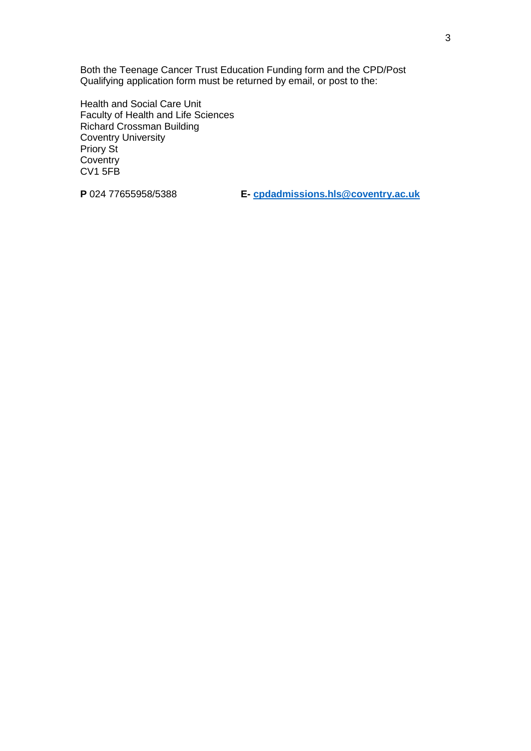Both the Teenage Cancer Trust Education Funding form and the CPD/Post Qualifying application form must be returned by email, or post to the:

Health and Social Care Unit  
Faculty of Health and Life Sciences  
Richard Crossman Building  
Coventry University  
Priory St  
Coventry  
CV1 5FB

**P** 024 77655958/5388 **E-** **cpdadmissions.hls@coventry.ac.uk**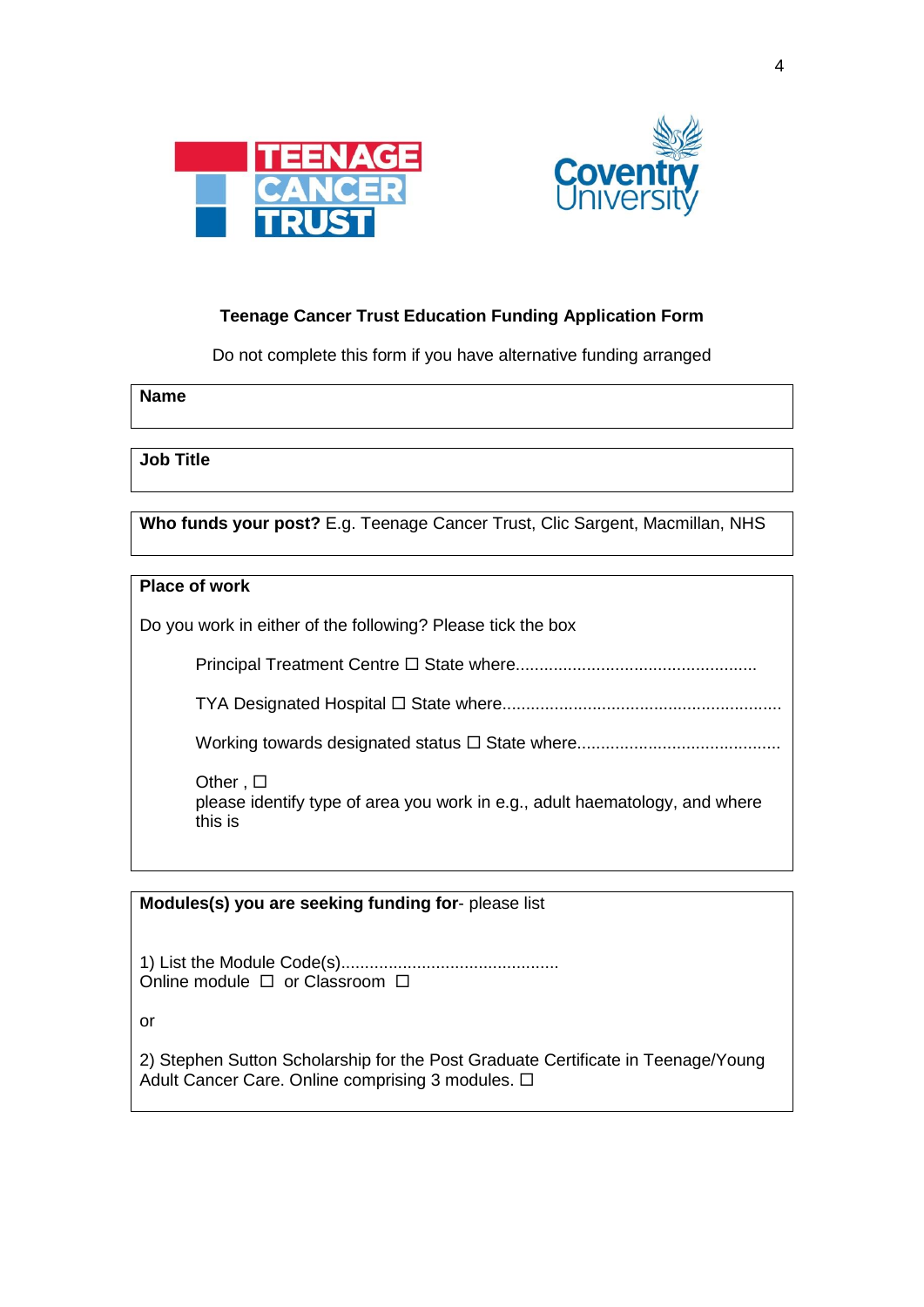**Teenage Cancer Trust Education Funding Application Form**

Do not complete this form if you have alternative funding arranged

**Name**

**Job Title**

**Who funds your post?** E.g. Teenage Cancer Trust, Clic Sargent, Macmillan, NHS

**Place of work**

Do you work in either of the following? Please tick the box

Principal Treatment Centre ☐ State where..................................................

TYA Designated Hospital ☐ State where..........................................................

Working towards designated status ☐ State where..........................................

Other , ☐
please identify type of area you work in e.g., adult haematology, and where this is

**Modules(s) you are seeking funding for**- please list

1) List the Module Code(s).............................................
Online module ☐ or Classroom ☐

or

2) Stephen Sutton Scholarship for the Post Graduate Certificate in Teenage/Young Adult Cancer Care. Online comprising 3 modules. ☐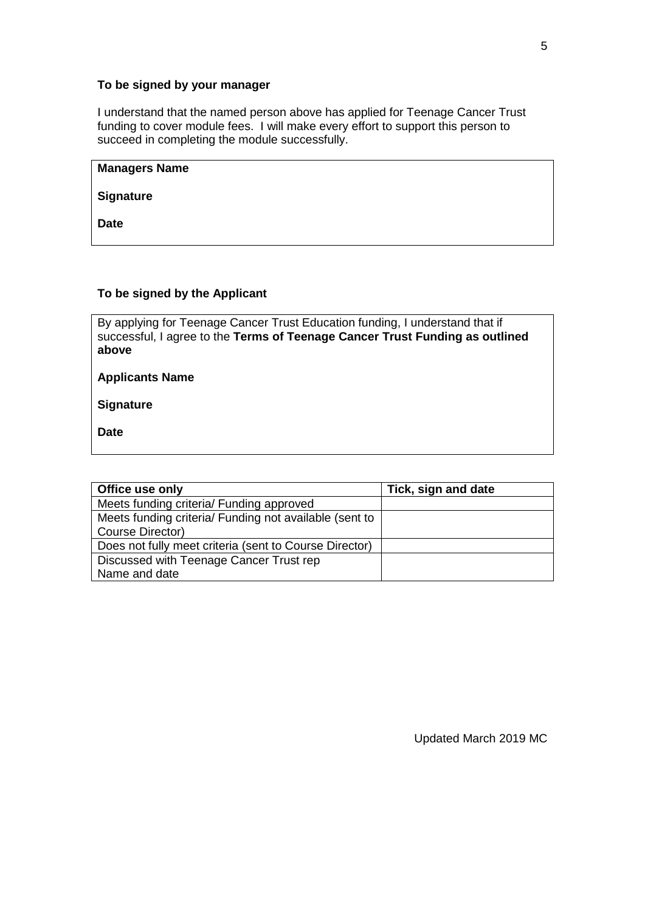**To be signed by your manager**

I understand that the named person above has applied for Teenage Cancer Trust funding to cover module fees. I will make every effort to support this person to succeed in completing the module successfully.

**Managers Name**

**Signature**

**Date**

**To be signed by the Applicant**

By applying for Teenage Cancer Trust Education funding, I understand that if successful, I agree to the **Terms of Teenage Cancer Trust Funding as outlined above**

**Applicants Name**

**Signature**

**Date**

| **Office use only** | **Tick, sign and date** |
|---|---|
| Meets funding criteria/ Funding approved | |
| Meets funding criteria/ Funding not available (sent to Course Director) | |
| Does not fully meet criteria (sent to Course Director) | |
| Discussed with Teenage Cancer Trust rep Name and date | |

Updated March 2019 MC